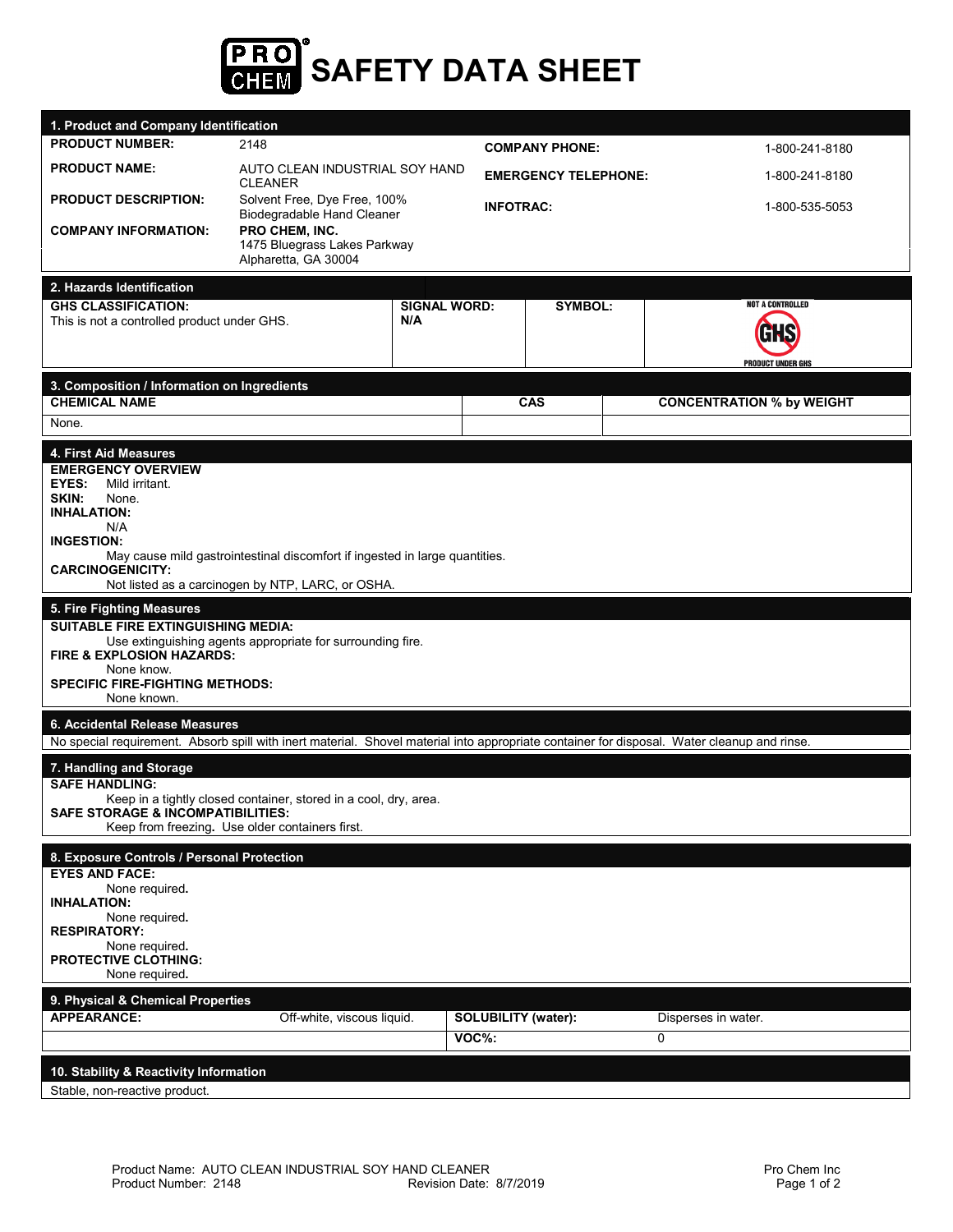# SAFETY DATA SHEET

## 1. Product and Company Identification

| | | | |
|---|---|---|---|
| **PRODUCT NUMBER:** | 2148 | **COMPANY PHONE:** | 1-800-241-8180 |
| **PRODUCT NAME:** | AUTO CLEAN INDUSTRIAL SOY HAND CLEANER | **EMERGENCY TELEPHONE:** | 1-800-241-8180 |
| **PRODUCT DESCRIPTION:** | Solvent Free, Dye Free, 100% Biodegradable Hand Cleaner | **INFOTRAC:** | 1-800-535-5053 |
| **COMPANY INFORMATION:** | **PRO CHEM, INC.** 1475 Bluegrass Lakes Parkway Alpharetta, GA 30004 | | |

## 2. Hazards Identification

| GHS CLASSIFICATION: | SIGNAL WORD: | SYMBOL: | |
|---|---|---|---|
| This is not a controlled product under GHS. | N/A | | NOT A CONTROLLED GHS PRODUCT UNDER GHS |

## 3. Composition / Information on Ingredients

| CHEMICAL NAME | CAS | CONCENTRATION % by WEIGHT |
|---|---|---|
| None. | | |

## 4. First Aid Measures

**EMERGENCY OVERVIEW**

**EYES:** Mild irritant.

**SKIN:** None.

**INHALATION:**
N/A

**INGESTION:**
May cause mild gastrointestinal discomfort if ingested in large quantities.

**CARCINOGENICITY:**
Not listed as a carcinogen by NTP, LARC, or OSHA.

## 5. Fire Fighting Measures

**SUITABLE FIRE EXTINGUISHING MEDIA:**
Use extinguishing agents appropriate for surrounding fire.

**FIRE & EXPLOSION HAZARDS:**
None know.

**SPECIFIC FIRE-FIGHTING METHODS:**
None known.

## 6. Accidental Release Measures

No special requirement. Absorb spill with inert material. Shovel material into appropriate container for disposal. Water cleanup and rinse.

## 7. Handling and Storage

**SAFE HANDLING:**
Keep in a tightly closed container, stored in a cool, dry, area.

**SAFE STORAGE & INCOMPATIBILITIES:**
Keep from freezing. Use older containers first.

## 8. Exposure Controls / Personal Protection

**EYES AND FACE:**
None required.

**INHALATION:**
None required.

**RESPIRATORY:**
None required.

**PROTECTIVE CLOTHING:**
None required.

## 9. Physical & Chemical Properties

| | | | |
|---|---|---|---|
| **APPEARANCE:** | Off-white, viscous liquid. | **SOLUBILITY (water):** | Disperses in water. |
| | | **VOC%:** | 0 |

## 10. Stability & Reactivity Information

Stable, non-reactive product.

Product Name: AUTO CLEAN INDUSTRIAL SOY HAND CLEANER
Product Number: 2148 Revision Date: 8/7/2019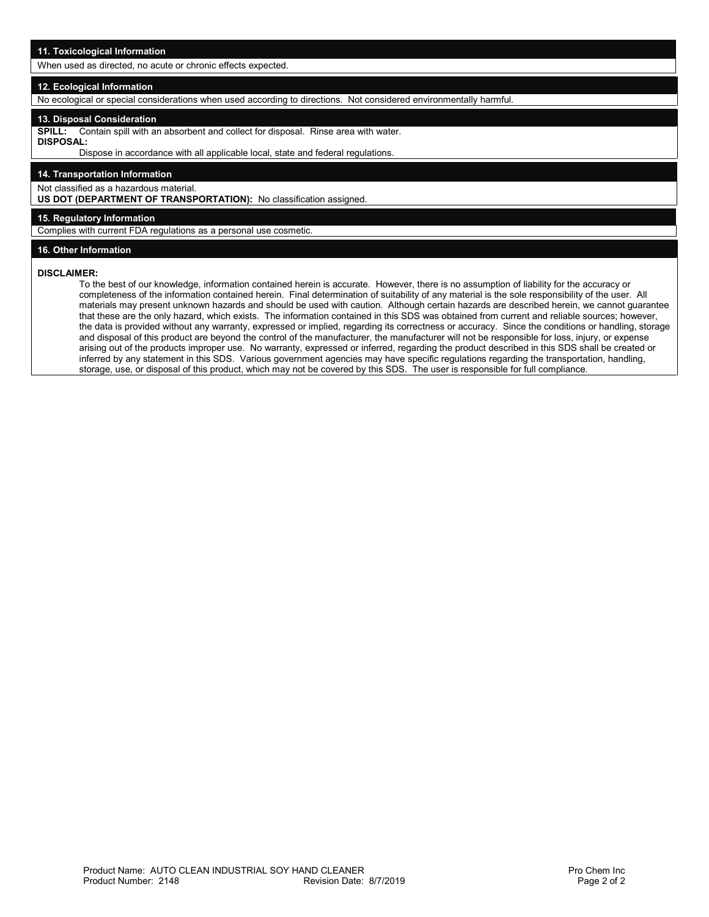## 11. Toxicological Information

When used as directed, no acute or chronic effects expected.

## 12. Ecological Information

No ecological or special considerations when used according to directions. Not considered environmentally harmful.

## 13. Disposal Consideration

**SPILL:** Contain spill with an absorbent and collect for disposal. Rinse area with water.

**DISPOSAL:**

Dispose in accordance with all applicable local, state and federal regulations.

## 14. Transportation Information

Not classified as a hazardous material.

**US DOT (DEPARTMENT OF TRANSPORTATION):** No classification assigned.

## 15. Regulatory Information

Complies with current FDA regulations as a personal use cosmetic.

## 16. Other Information

**DISCLAIMER:**

To the best of our knowledge, information contained herein is accurate. However, there is no assumption of liability for the accuracy or completeness of the information contained herein. Final determination of suitability of any material is the sole responsibility of the user. All materials may present unknown hazards and should be used with caution. Although certain hazards are described herein, we cannot guarantee that these are the only hazard, which exists. The information contained in this SDS was obtained from current and reliable sources; however, the data is provided without any warranty, expressed or implied, regarding its correctness or accuracy. Since the conditions or handling, storage and disposal of this product are beyond the control of the manufacturer, the manufacturer will not be responsible for loss, injury, or expense arising out of the products improper use. No warranty, expressed or inferred, regarding the product described in this SDS shall be created or inferred by any statement in this SDS. Various government agencies may have specific regulations regarding the transportation, handling, storage, use, or disposal of this product, which may not be covered by this SDS. The user is responsible for full compliance.